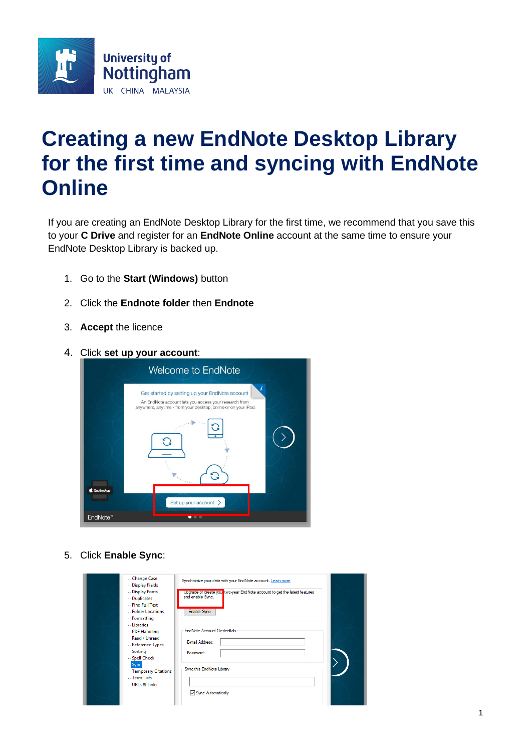# Creating a new EndNote Desktop Library for the first time and syncing with EndNote Online

If you are creating an EndNote Desktop Library for the first time, we recommend that you save this to your **C Drive** and register for an **EndNote Online** account at the same time to ensure your EndNote Desktop Library is backed up.

1. Go to the **Start (Windows)** button
2. Click the **Endnote folder** then **Endnote**
3. **Accept** the licence
4. Click **set up your account**:
5. Click **Enable Sync**: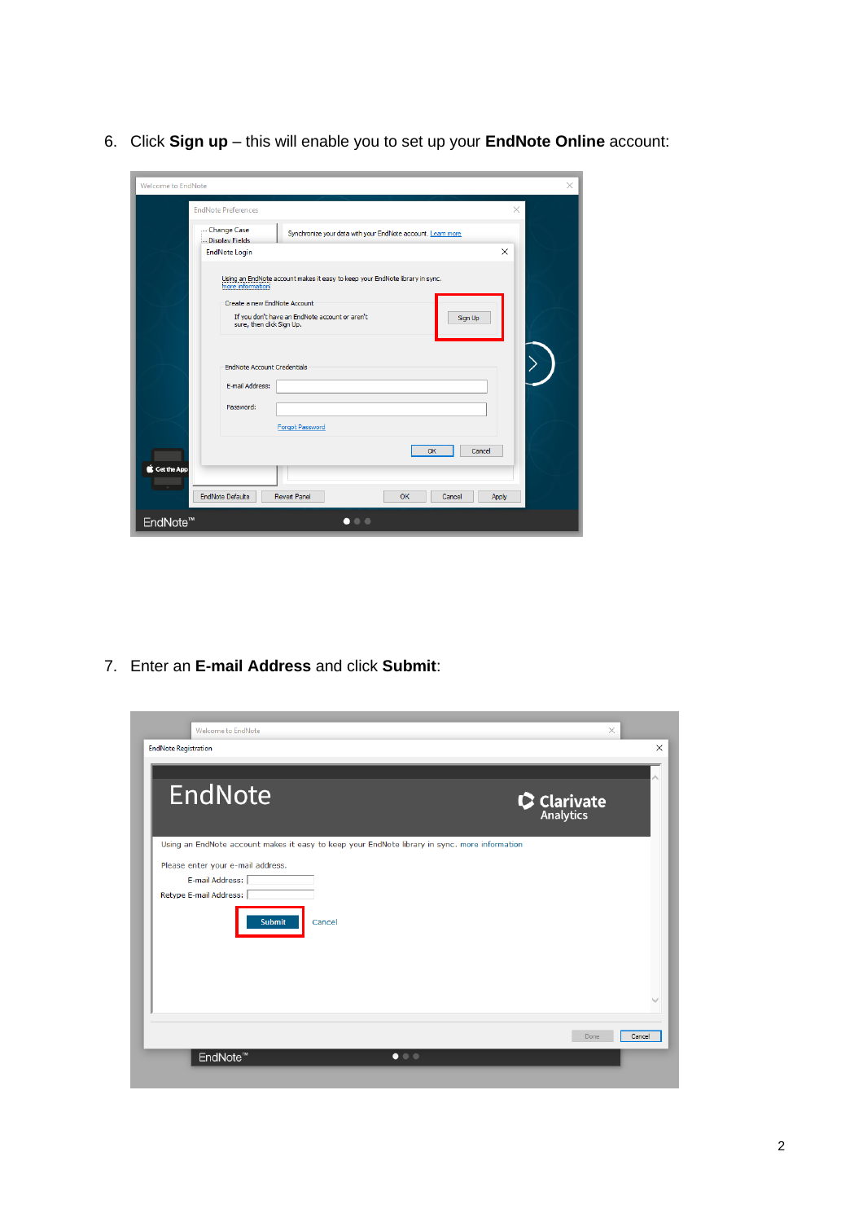6. Click **Sign up** – this will enable you to set up your **EndNote Online** account:

7. Enter an **E-mail Address** and click **Submit**: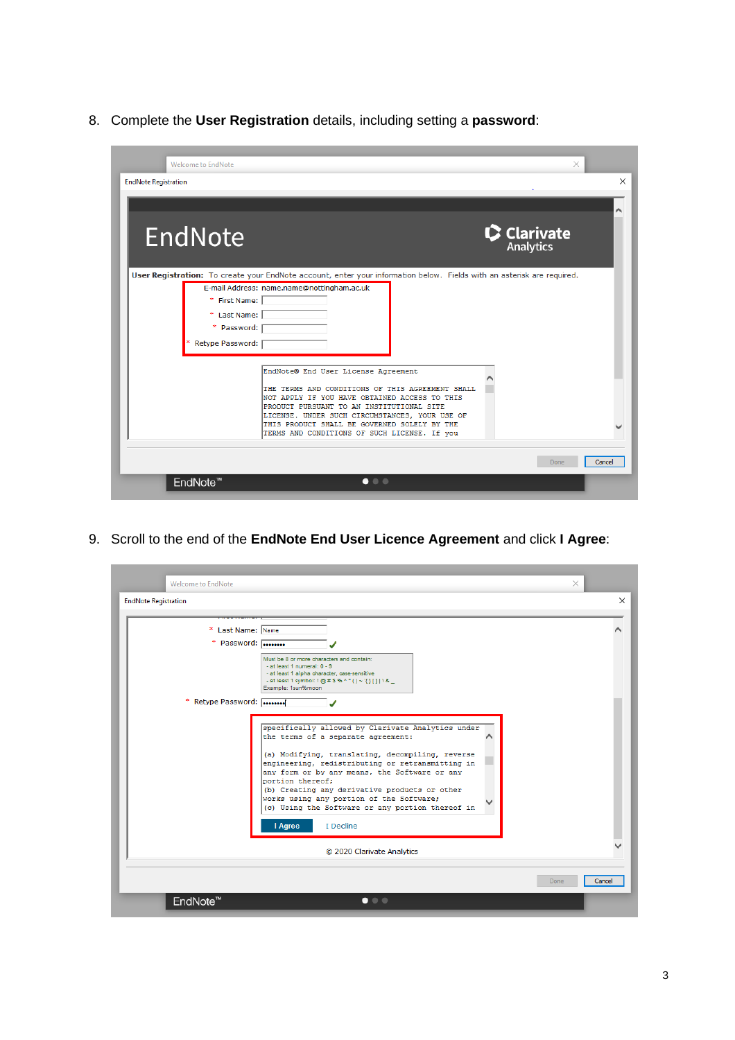8. Complete the **User Registration** details, including setting a **password**:

9. Scroll to the end of the **EndNote End User Licence Agreement** and click **I Agree**: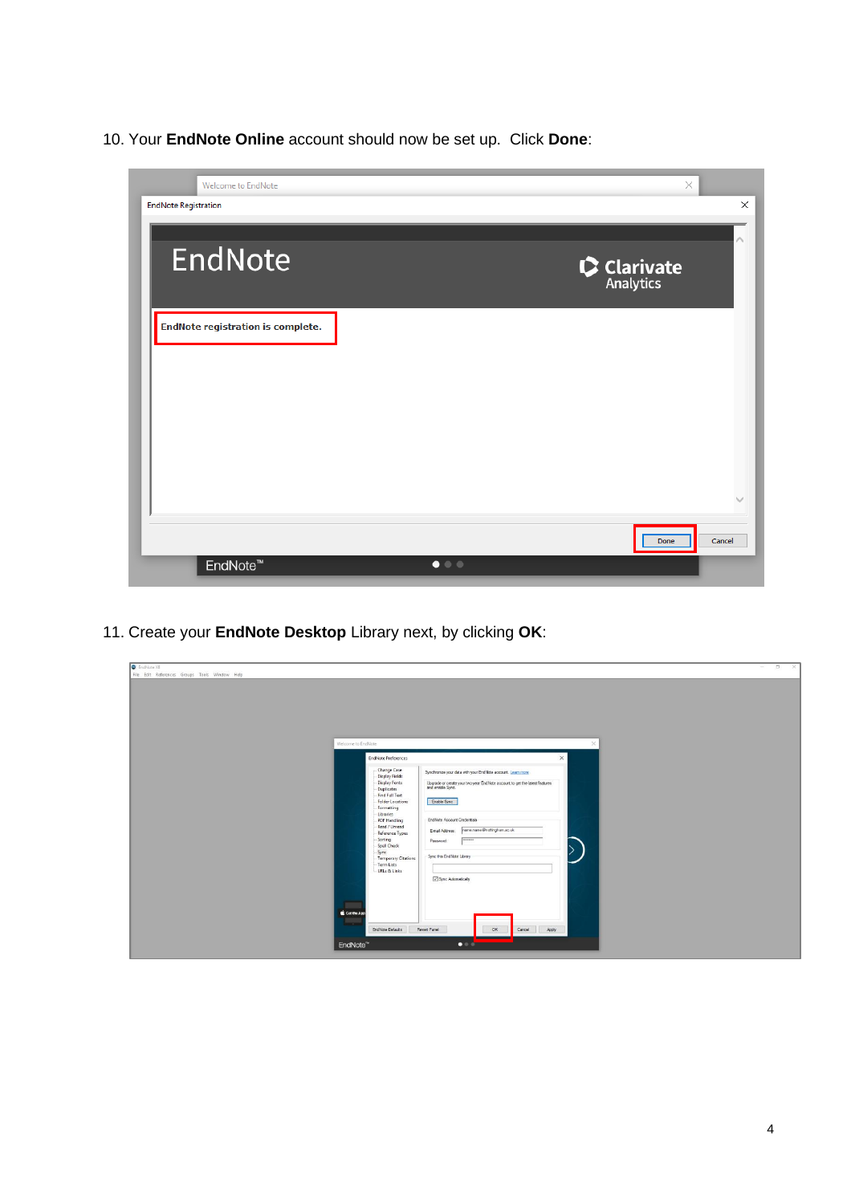10. Your **EndNote Online** account should now be set up. Click **Done**:

11. Create your **EndNote Desktop** Library next, by clicking **OK**: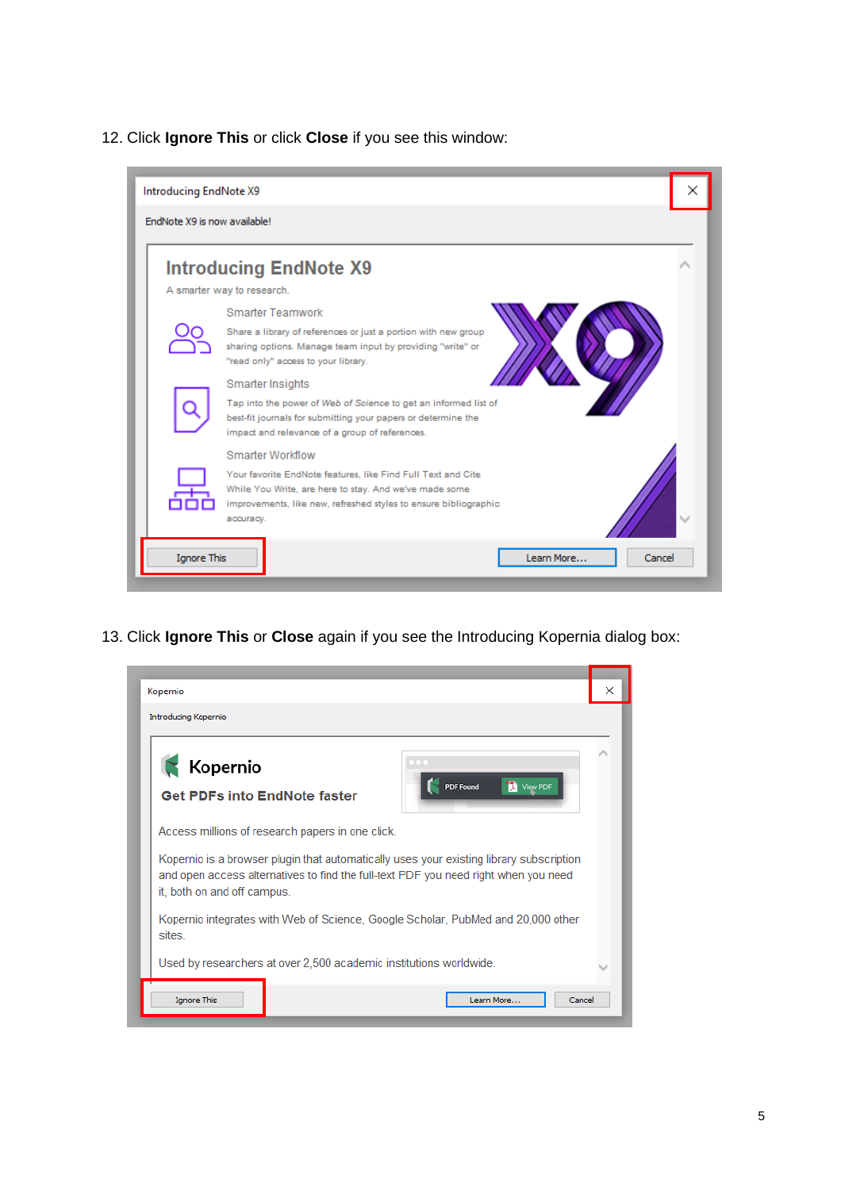12. Click **Ignore This** or click **Close** if you see this window:

13. Click **Ignore This** or **Close** again if you see the Introducing Kopernia dialog box: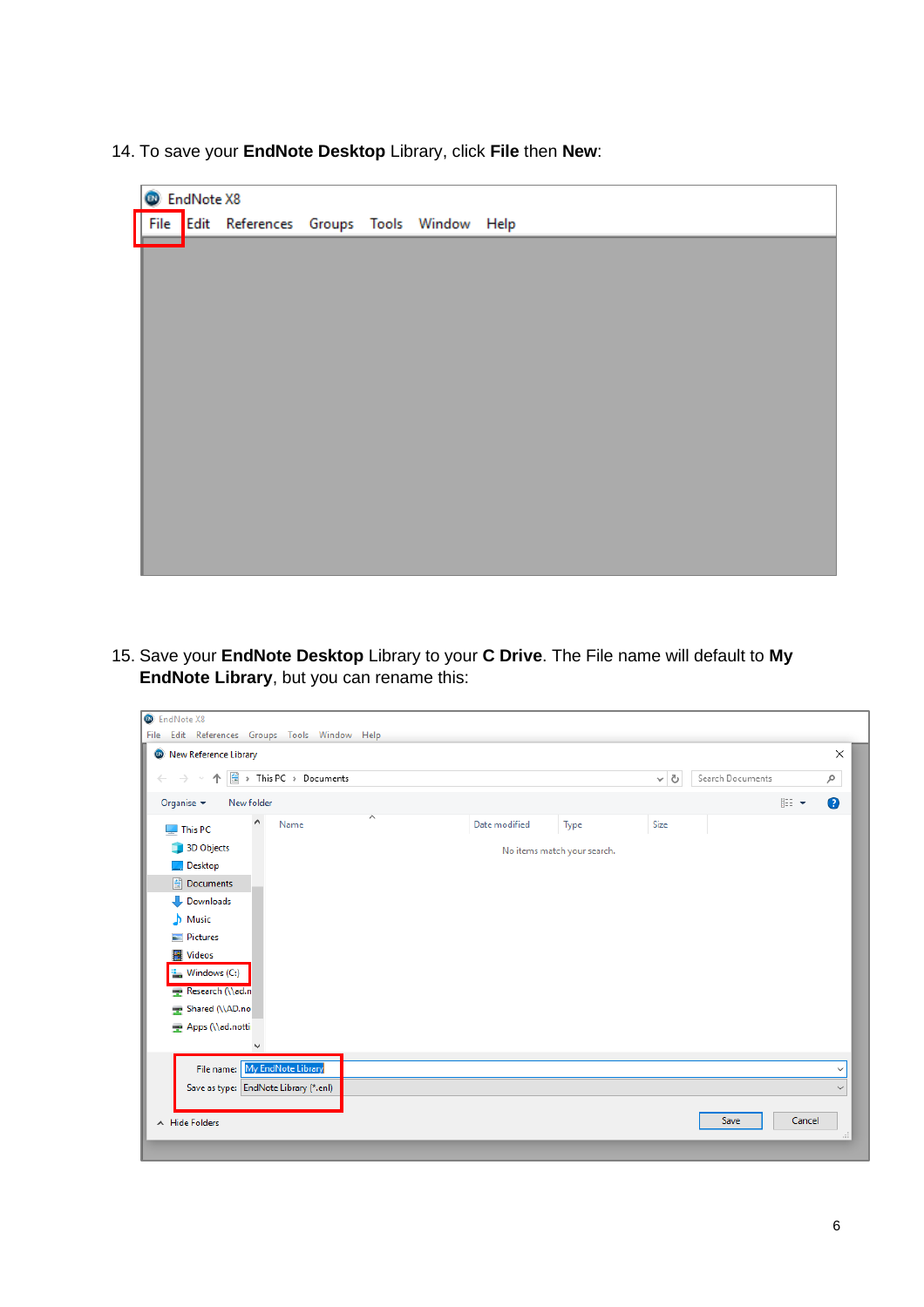14. To save your **EndNote Desktop** Library, click **File** then **New**:

15. Save your **EndNote Desktop** Library to your **C Drive**. The File name will default to **My EndNote Library**, but you can rename this: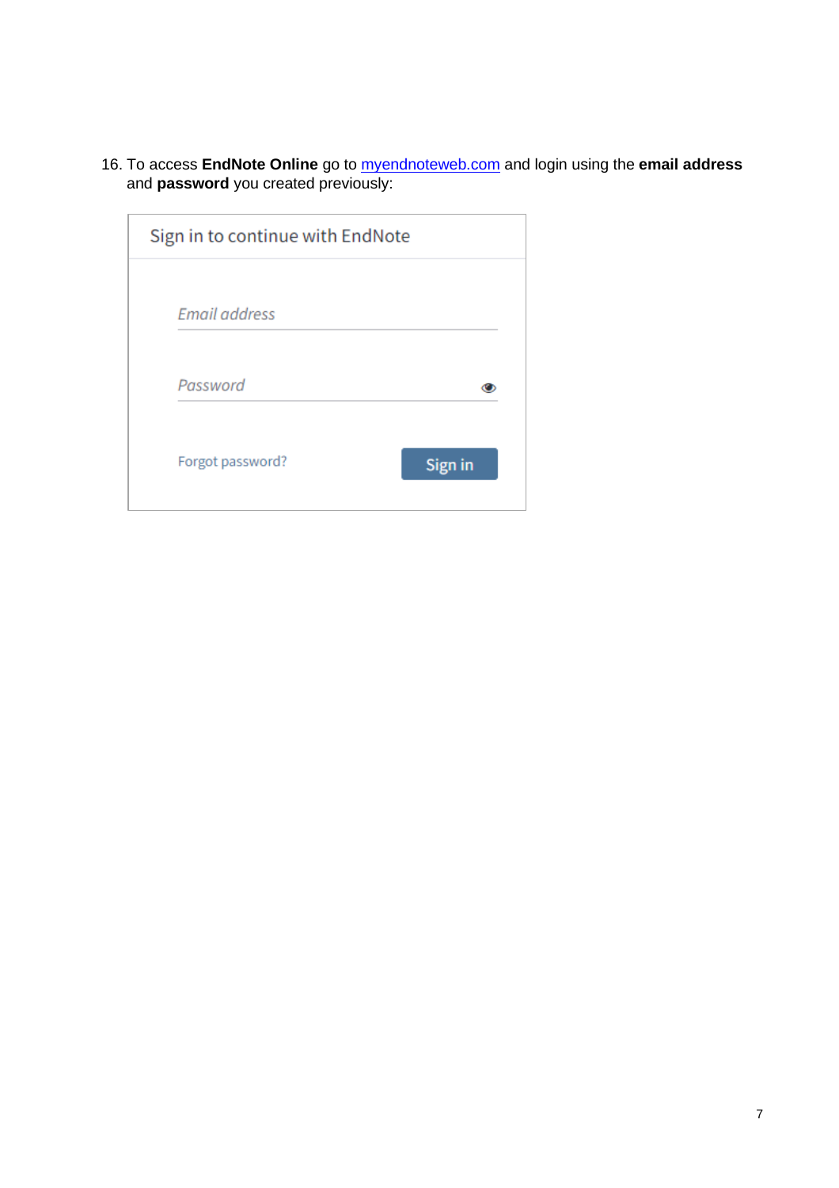16. To access **EndNote Online** go to [myendnoteweb.com](http://myendnoteweb.com) and login using the **email address** and **password** you created previously:

Sign in to continue with EndNote

Email address

Password

Forgot password?

Sign in